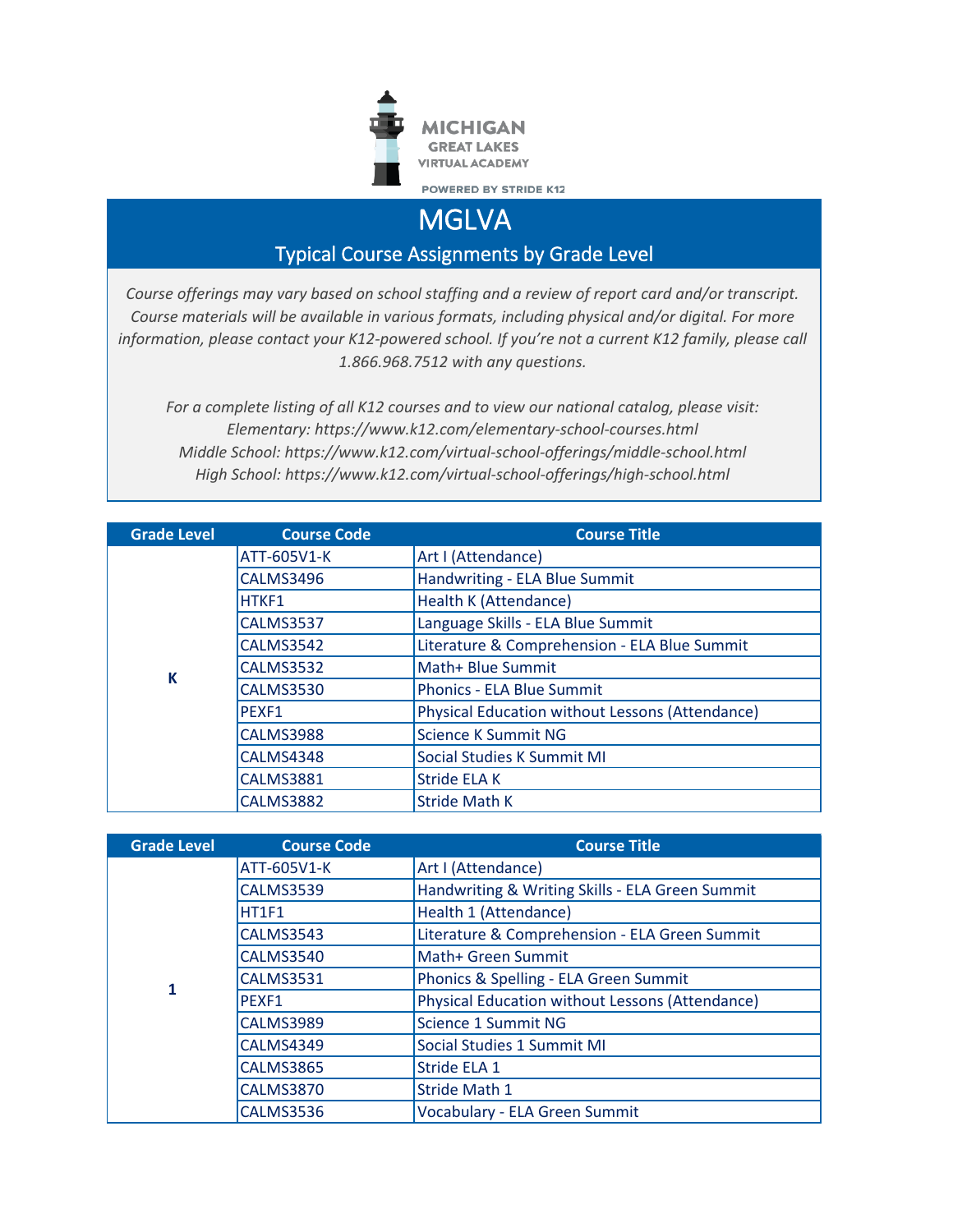MICHIGAN GREAT LAKES VIRTUAL ACADEMY

POWERED BY STRIDE K12

# MGLVA

## Typical Course Assignments by Grade Level

*Course offerings may vary based on school staffing and a review of report card and/or transcript. Course materials will be available in various formats, including physical and/or digital. For more information, please contact your K12-powered school. If you're not a current K12 family, please call 1.866.968.7512 with any questions.*

*For a complete listing of all K12 courses and to view our national catalog, please visit:*
*Elementary: https://www.k12.com/elementary-school-courses.html*
*Middle School: https://www.k12.com/virtual-school-offerings/middle-school.html*
*High School: https://www.k12.com/virtual-school-offerings/high-school.html*

| Grade Level | Course Code | Course Title |
|---|---|---|
| K | ATT-605V1-K | Art I (Attendance) |
| | CALMS3496 | Handwriting - ELA Blue Summit |
| | HTKF1 | Health K (Attendance) |
| | CALMS3537 | Language Skills - ELA Blue Summit |
| | CALMS3542 | Literature & Comprehension - ELA Blue Summit |
| | CALMS3532 | Math+ Blue Summit |
| | CALMS3530 | Phonics - ELA Blue Summit |
| | PEXF1 | Physical Education without Lessons (Attendance) |
| | CALMS3988 | Science K Summit NG |
| | CALMS4348 | Social Studies K Summit MI |
| | CALMS3881 | Stride ELA K |
| | CALMS3882 | Stride Math K |

| Grade Level | Course Code | Course Title |
|---|---|---|
| 1 | ATT-605V1-K | Art I (Attendance) |
| | CALMS3539 | Handwriting & Writing Skills - ELA Green Summit |
| | HT1F1 | Health 1 (Attendance) |
| | CALMS3543 | Literature & Comprehension - ELA Green Summit |
| | CALMS3540 | Math+ Green Summit |
| | CALMS3531 | Phonics & Spelling - ELA Green Summit |
| | PEXF1 | Physical Education without Lessons (Attendance) |
| | CALMS3989 | Science 1 Summit NG |
| | CALMS4349 | Social Studies 1 Summit MI |
| | CALMS3865 | Stride ELA 1 |
| | CALMS3870 | Stride Math 1 |
| | CALMS3536 | Vocabulary - ELA Green Summit |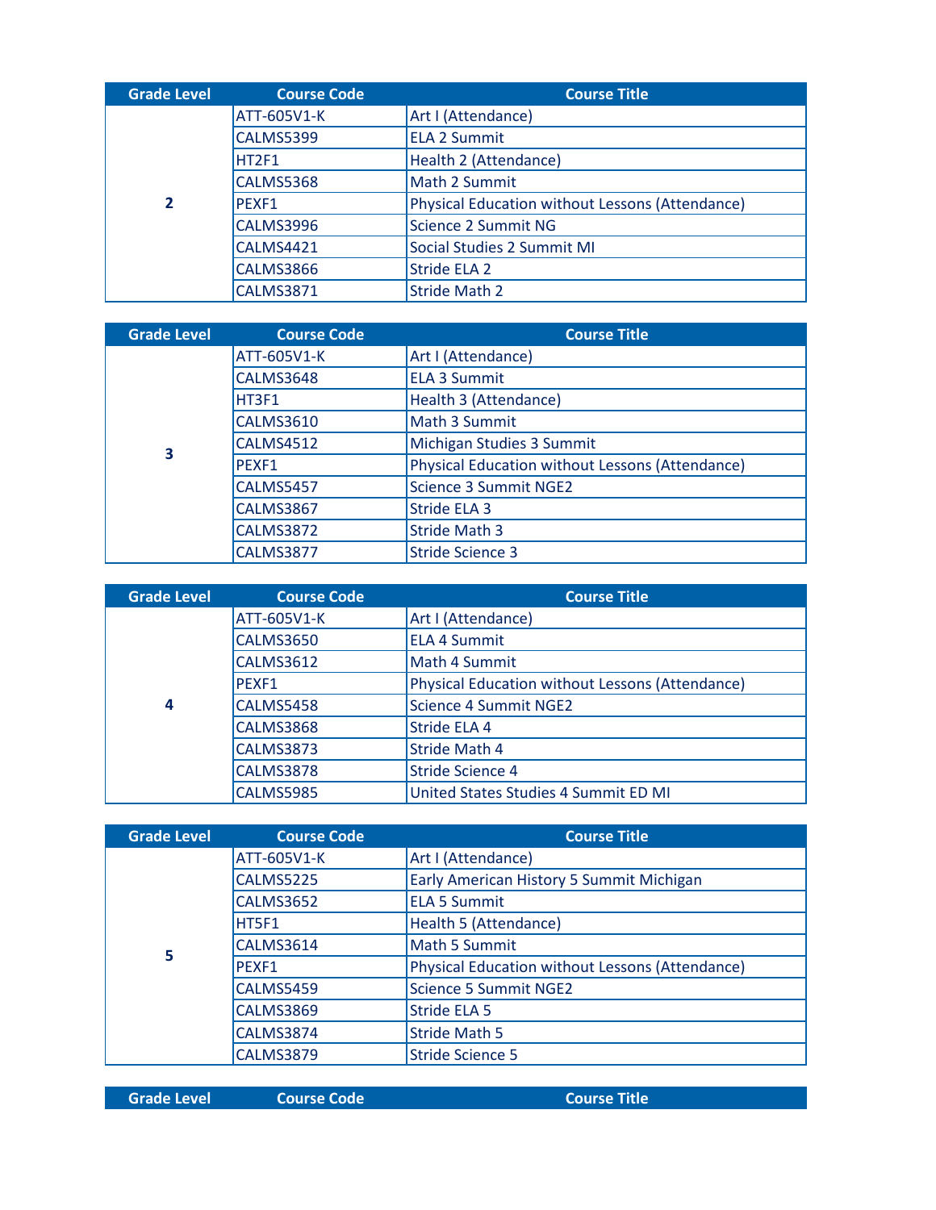| Grade Level | Course Code | Course Title |
| --- | --- | --- |
| 2 | ATT-605V1-K | Art I (Attendance) |
| | CALMS5399 | ELA 2 Summit |
| | HT2F1 | Health 2 (Attendance) |
| | CALMS5368 | Math 2 Summit |
| | PEXF1 | Physical Education without Lessons (Attendance) |
| | CALMS3996 | Science 2 Summit NG |
| | CALMS4421 | Social Studies 2 Summit MI |
| | CALMS3866 | Stride ELA 2 |
| | CALMS3871 | Stride Math 2 |

| Grade Level | Course Code | Course Title |
| --- | --- | --- |
| 3 | ATT-605V1-K | Art I (Attendance) |
| | CALMS3648 | ELA 3 Summit |
| | HT3F1 | Health 3 (Attendance) |
| | CALMS3610 | Math 3 Summit |
| | CALMS4512 | Michigan Studies 3 Summit |
| | PEXF1 | Physical Education without Lessons (Attendance) |
| | CALMS5457 | Science 3 Summit NGE2 |
| | CALMS3867 | Stride ELA 3 |
| | CALMS3872 | Stride Math 3 |
| | CALMS3877 | Stride Science 3 |

| Grade Level | Course Code | Course Title |
| --- | --- | --- |
| 4 | ATT-605V1-K | Art I (Attendance) |
| | CALMS3650 | ELA 4 Summit |
| | CALMS3612 | Math 4 Summit |
| | PEXF1 | Physical Education without Lessons (Attendance) |
| | CALMS5458 | Science 4 Summit NGE2 |
| | CALMS3868 | Stride ELA 4 |
| | CALMS3873 | Stride Math 4 |
| | CALMS3878 | Stride Science 4 |
| | CALMS5985 | United States Studies 4 Summit ED MI |

| Grade Level | Course Code | Course Title |
| --- | --- | --- |
| 5 | ATT-605V1-K | Art I (Attendance) |
| | CALMS5225 | Early American History 5 Summit Michigan |
| | CALMS3652 | ELA 5 Summit |
| | HT5F1 | Health 5 (Attendance) |
| | CALMS3614 | Math 5 Summit |
| | PEXF1 | Physical Education without Lessons (Attendance) |
| | CALMS5459 | Science 5 Summit NGE2 |
| | CALMS3869 | Stride ELA 5 |
| | CALMS3874 | Stride Math 5 |
| | CALMS3879 | Stride Science 5 |

| Grade Level | Course Code | Course Title |
| --- | --- | --- |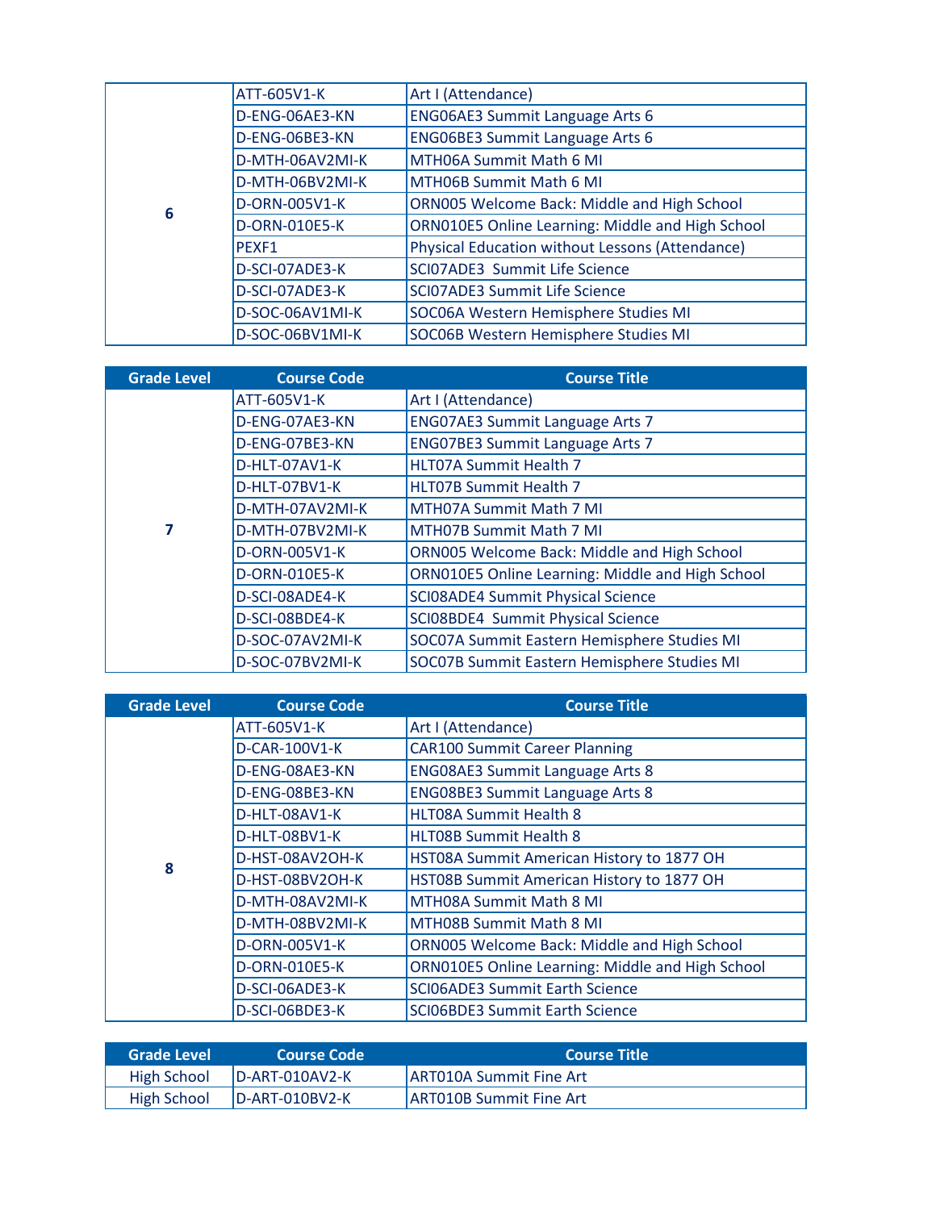| Grade Level | Course Code | Course Title |
|---|---|---|
| 6 | ATT-605V1-K | Art I (Attendance) |
| | D-ENG-06AE3-KN | ENG06AE3 Summit Language Arts 6 |
| | D-ENG-06BE3-KN | ENG06BE3 Summit Language Arts 6 |
| | D-MTH-06AV2MI-K | MTH06A Summit Math 6 MI |
| | D-MTH-06BV2MI-K | MTH06B Summit Math 6 MI |
| | D-ORN-005V1-K | ORN005 Welcome Back: Middle and High School |
| | D-ORN-010E5-K | ORN010E5 Online Learning: Middle and High School |
| | PEXF1 | Physical Education without Lessons (Attendance) |
| | D-SCI-07ADE3-K | SCI07ADE3  Summit Life Science |
| | D-SCI-07ADE3-K | SCI07ADE3 Summit Life Science |
| | D-SOC-06AV1MI-K | SOC06A Western Hemisphere Studies MI |
| | D-SOC-06BV1MI-K | SOC06B Western Hemisphere Studies MI |

| Grade Level | Course Code | Course Title |
|---|---|---|
| 7 | ATT-605V1-K | Art I (Attendance) |
| | D-ENG-07AE3-KN | ENG07AE3 Summit Language Arts 7 |
| | D-ENG-07BE3-KN | ENG07BE3 Summit Language Arts 7 |
| | D-HLT-07AV1-K | HLT07A Summit Health 7 |
| | D-HLT-07BV1-K | HLT07B Summit Health 7 |
| | D-MTH-07AV2MI-K | MTH07A Summit Math 7 MI |
| | D-MTH-07BV2MI-K | MTH07B Summit Math 7 MI |
| | D-ORN-005V1-K | ORN005 Welcome Back: Middle and High School |
| | D-ORN-010E5-K | ORN010E5 Online Learning: Middle and High School |
| | D-SCI-08ADE4-K | SCI08ADE4 Summit Physical Science |
| | D-SCI-08BDE4-K | SCI08BDE4  Summit Physical Science |
| | D-SOC-07AV2MI-K | SOC07A Summit Eastern Hemisphere Studies MI |
| | D-SOC-07BV2MI-K | SOC07B Summit Eastern Hemisphere Studies MI |

| Grade Level | Course Code | Course Title |
|---|---|---|
| 8 | ATT-605V1-K | Art I (Attendance) |
| | D-CAR-100V1-K | CAR100 Summit Career Planning |
| | D-ENG-08AE3-KN | ENG08AE3 Summit Language Arts 8 |
| | D-ENG-08BE3-KN | ENG08BE3 Summit Language Arts 8 |
| | D-HLT-08AV1-K | HLT08A Summit Health 8 |
| | D-HLT-08BV1-K | HLT08B Summit Health 8 |
| | D-HST-08AV2OH-K | HST08A Summit American History to 1877 OH |
| | D-HST-08BV2OH-K | HST08B Summit American History to 1877 OH |
| | D-MTH-08AV2MI-K | MTH08A Summit Math 8 MI |
| | D-MTH-08BV2MI-K | MTH08B Summit Math 8 MI |
| | D-ORN-005V1-K | ORN005 Welcome Back: Middle and High School |
| | D-ORN-010E5-K | ORN010E5 Online Learning: Middle and High School |
| | D-SCI-06ADE3-K | SCI06ADE3 Summit Earth Science |
| | D-SCI-06BDE3-K | SCI06BDE3 Summit Earth Science |

| Grade Level | Course Code | Course Title |
|---|---|---|
| High School | D-ART-010AV2-K | ART010A Summit Fine Art |
| High School | D-ART-010BV2-K | ART010B Summit Fine Art |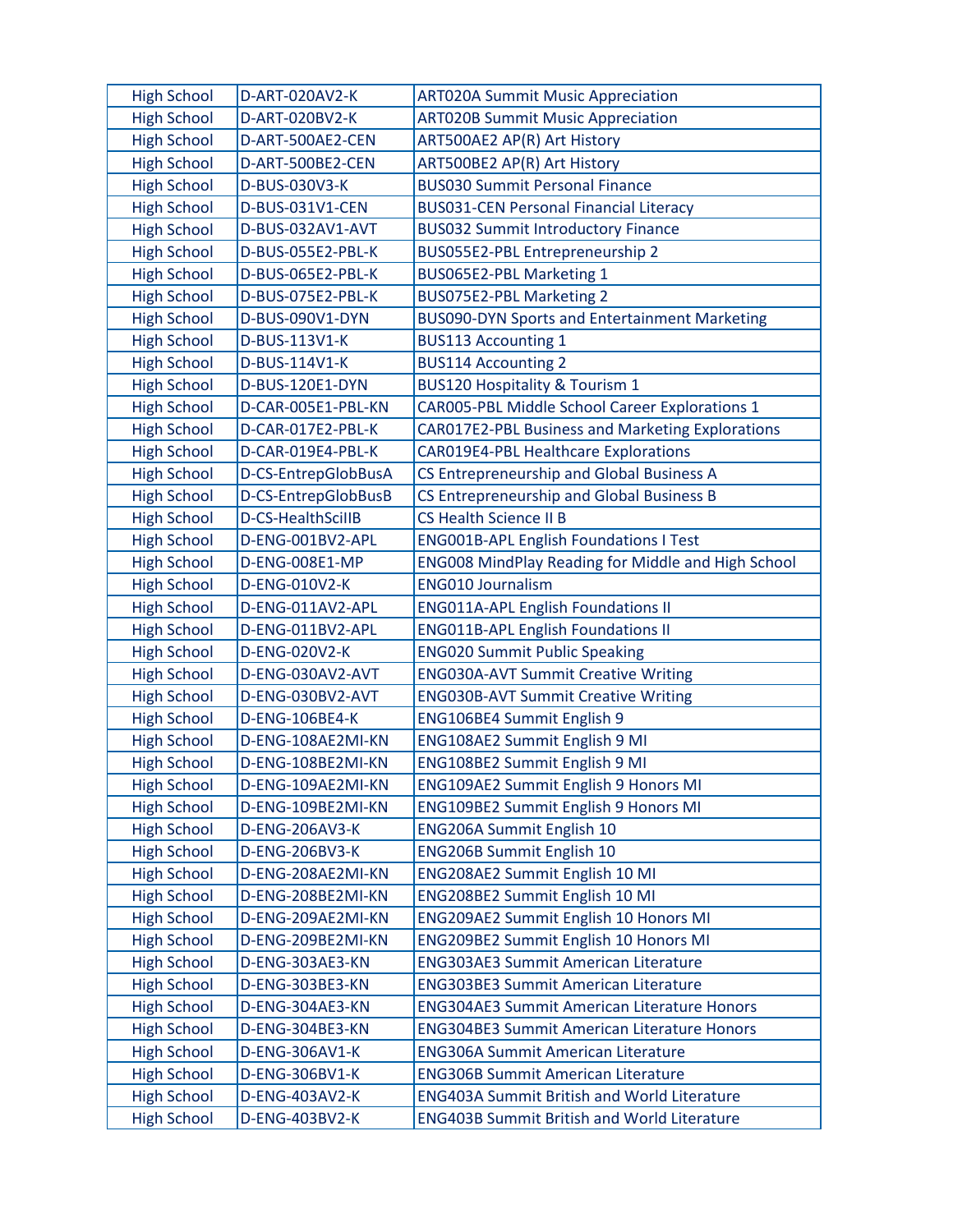| High School | D-ART-020AV2-K | ART020A Summit Music Appreciation |
|---|---|---|
| High School | D-ART-020BV2-K | ART020B Summit Music Appreciation |
| High School | D-ART-500AE2-CEN | ART500AE2 AP(R) Art History |
| High School | D-ART-500BE2-CEN | ART500BE2 AP(R) Art History |
| High School | D-BUS-030V3-K | BUS030 Summit Personal Finance |
| High School | D-BUS-031V1-CEN | BUS031-CEN Personal Financial Literacy |
| High School | D-BUS-032AV1-AVT | BUS032 Summit Introductory Finance |
| High School | D-BUS-055E2-PBL-K | BUS055E2-PBL Entrepreneurship 2 |
| High School | D-BUS-065E2-PBL-K | BUS065E2-PBL Marketing 1 |
| High School | D-BUS-075E2-PBL-K | BUS075E2-PBL Marketing 2 |
| High School | D-BUS-090V1-DYN | BUS090-DYN Sports and Entertainment Marketing |
| High School | D-BUS-113V1-K | BUS113 Accounting 1 |
| High School | D-BUS-114V1-K | BUS114 Accounting 2 |
| High School | D-BUS-120E1-DYN | BUS120 Hospitality & Tourism 1 |
| High School | D-CAR-005E1-PBL-KN | CAR005-PBL Middle School Career Explorations 1 |
| High School | D-CAR-017E2-PBL-K | CAR017E2-PBL Business and Marketing Explorations |
| High School | D-CAR-019E4-PBL-K | CAR019E4-PBL Healthcare Explorations |
| High School | D-CS-EntrepGlobBusA | CS Entrepreneurship and Global Business A |
| High School | D-CS-EntrepGlobBusB | CS Entrepreneurship and Global Business B |
| High School | D-CS-HealthSciIIB | CS Health Science II B |
| High School | D-ENG-001BV2-APL | ENG001B-APL English Foundations I Test |
| High School | D-ENG-008E1-MP | ENG008 MindPlay Reading for Middle and High School |
| High School | D-ENG-010V2-K | ENG010 Journalism |
| High School | D-ENG-011AV2-APL | ENG011A-APL English Foundations II |
| High School | D-ENG-011BV2-APL | ENG011B-APL English Foundations II |
| High School | D-ENG-020V2-K | ENG020 Summit Public Speaking |
| High School | D-ENG-030AV2-AVT | ENG030A-AVT Summit Creative Writing |
| High School | D-ENG-030BV2-AVT | ENG030B-AVT Summit Creative Writing |
| High School | D-ENG-106BE4-K | ENG106BE4 Summit English 9 |
| High School | D-ENG-108AE2MI-KN | ENG108AE2 Summit English 9 MI |
| High School | D-ENG-108BE2MI-KN | ENG108BE2 Summit English 9 MI |
| High School | D-ENG-109AE2MI-KN | ENG109AE2 Summit English 9 Honors MI |
| High School | D-ENG-109BE2MI-KN | ENG109BE2 Summit English 9 Honors MI |
| High School | D-ENG-206AV3-K | ENG206A Summit English 10 |
| High School | D-ENG-206BV3-K | ENG206B Summit English 10 |
| High School | D-ENG-208AE2MI-KN | ENG208AE2 Summit English 10 MI |
| High School | D-ENG-208BE2MI-KN | ENG208BE2 Summit English 10 MI |
| High School | D-ENG-209AE2MI-KN | ENG209AE2 Summit English 10 Honors MI |
| High School | D-ENG-209BE2MI-KN | ENG209BE2 Summit English 10 Honors MI |
| High School | D-ENG-303AE3-KN | ENG303AE3 Summit American Literature |
| High School | D-ENG-303BE3-KN | ENG303BE3 Summit American Literature |
| High School | D-ENG-304AE3-KN | ENG304AE3 Summit American Literature Honors |
| High School | D-ENG-304BE3-KN | ENG304BE3 Summit American Literature Honors |
| High School | D-ENG-306AV1-K | ENG306A Summit American Literature |
| High School | D-ENG-306BV1-K | ENG306B Summit American Literature |
| High School | D-ENG-403AV2-K | ENG403A Summit British and World Literature |
| High School | D-ENG-403BV2-K | ENG403B Summit British and World Literature |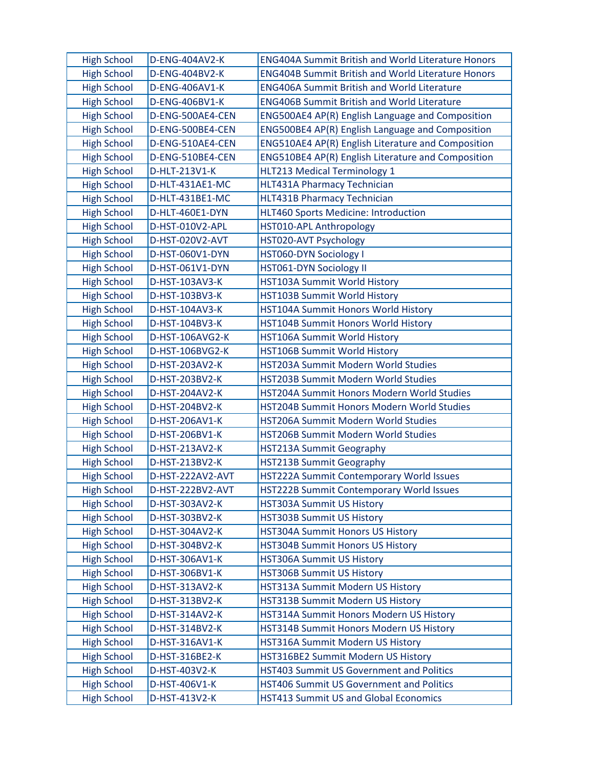| High School | D-ENG-404AV2-K | ENG404A Summit British and World Literature Honors |
|---|---|---|
| High School | D-ENG-404BV2-K | ENG404B Summit British and World Literature Honors |
| High School | D-ENG-406AV1-K | ENG406A Summit British and World Literature |
| High School | D-ENG-406BV1-K | ENG406B Summit British and World Literature |
| High School | D-ENG-500AE4-CEN | ENG500AE4 AP(R) English Language and Composition |
| High School | D-ENG-500BE4-CEN | ENG500BE4 AP(R) English Language and Composition |
| High School | D-ENG-510AE4-CEN | ENG510AE4 AP(R) English Literature and Composition |
| High School | D-ENG-510BE4-CEN | ENG510BE4 AP(R) English Literature and Composition |
| High School | D-HLT-213V1-K | HLT213 Medical Terminology 1 |
| High School | D-HLT-431AE1-MC | HLT431A Pharmacy Technician |
| High School | D-HLT-431BE1-MC | HLT431B Pharmacy Technician |
| High School | D-HLT-460E1-DYN | HLT460 Sports Medicine: Introduction |
| High School | D-HST-010V2-APL | HST010-APL Anthropology |
| High School | D-HST-020V2-AVT | HST020-AVT Psychology |
| High School | D-HST-060V1-DYN | HST060-DYN Sociology I |
| High School | D-HST-061V1-DYN | HST061-DYN Sociology II |
| High School | D-HST-103AV3-K | HST103A Summit World History |
| High School | D-HST-103BV3-K | HST103B Summit World History |
| High School | D-HST-104AV3-K | HST104A Summit Honors World History |
| High School | D-HST-104BV3-K | HST104B Summit Honors World History |
| High School | D-HST-106AVG2-K | HST106A Summit World History |
| High School | D-HST-106BVG2-K | HST106B Summit World History |
| High School | D-HST-203AV2-K | HST203A Summit Modern World Studies |
| High School | D-HST-203BV2-K | HST203B Summit Modern World Studies |
| High School | D-HST-204AV2-K | HST204A Summit Honors Modern World Studies |
| High School | D-HST-204BV2-K | HST204B Summit Honors Modern World Studies |
| High School | D-HST-206AV1-K | HST206A Summit Modern World Studies |
| High School | D-HST-206BV1-K | HST206B Summit Modern World Studies |
| High School | D-HST-213AV2-K | HST213A Summit Geography |
| High School | D-HST-213BV2-K | HST213B Summit Geography |
| High School | D-HST-222AV2-AVT | HST222A Summit Contemporary World Issues |
| High School | D-HST-222BV2-AVT | HST222B Summit Contemporary World Issues |
| High School | D-HST-303AV2-K | HST303A Summit US History |
| High School | D-HST-303BV2-K | HST303B Summit US History |
| High School | D-HST-304AV2-K | HST304A Summit Honors US History |
| High School | D-HST-304BV2-K | HST304B Summit Honors US History |
| High School | D-HST-306AV1-K | HST306A Summit US History |
| High School | D-HST-306BV1-K | HST306B Summit US History |
| High School | D-HST-313AV2-K | HST313A Summit Modern US History |
| High School | D-HST-313BV2-K | HST313B Summit Modern US History |
| High School | D-HST-314AV2-K | HST314A Summit Honors Modern US History |
| High School | D-HST-314BV2-K | HST314B Summit Honors Modern US History |
| High School | D-HST-316AV1-K | HST316A Summit Modern US History |
| High School | D-HST-316BE2-K | HST316BE2 Summit Modern US History |
| High School | D-HST-403V2-K | HST403 Summit US Government and Politics |
| High School | D-HST-406V1-K | HST406 Summit US Government and Politics |
| High School | D-HST-413V2-K | HST413 Summit US and Global Economics |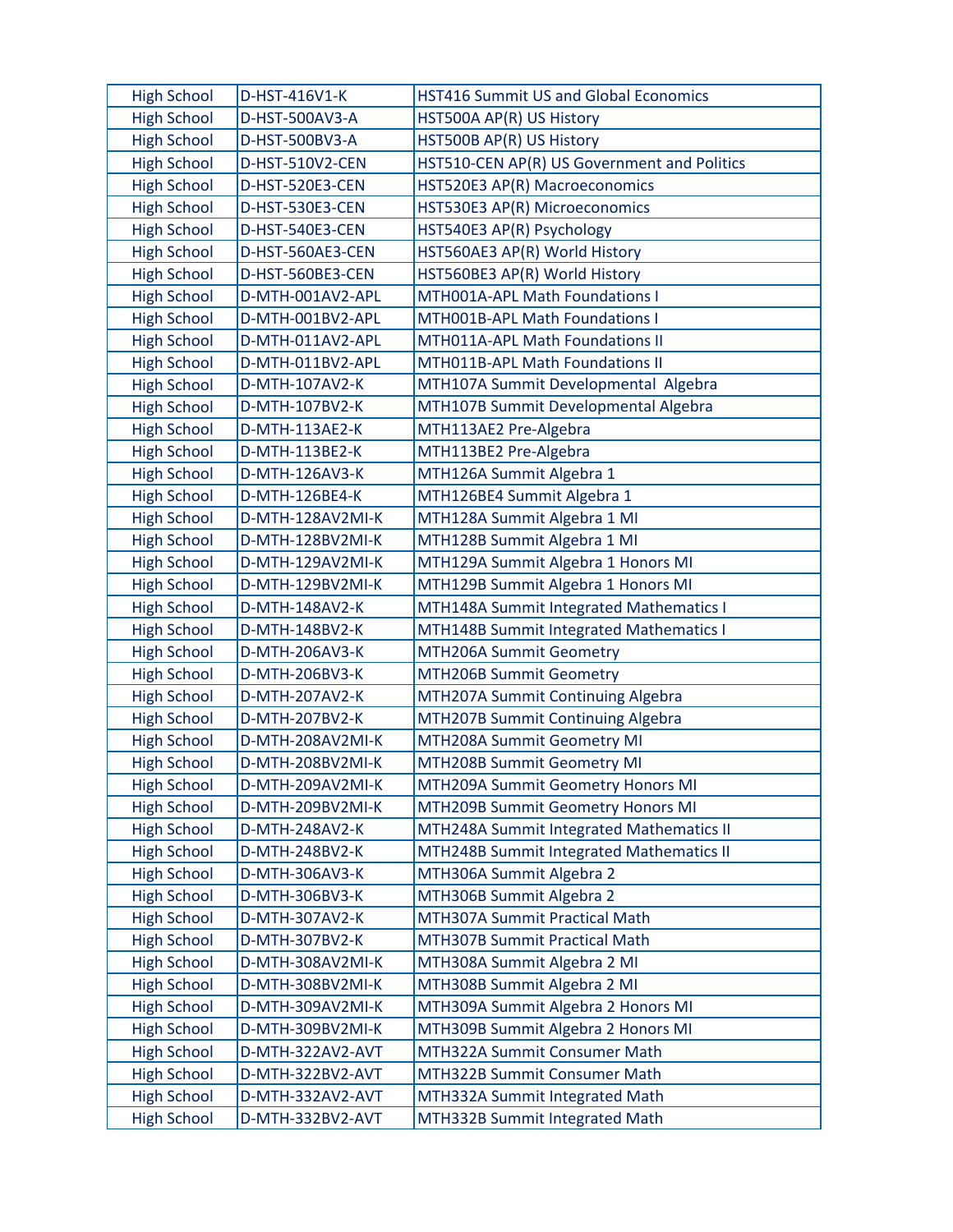| High School | D-HST-416V1-K | HST416 Summit US and Global Economics |
|---|---|---|
| High School | D-HST-500AV3-A | HST500A AP(R) US History |
| High School | D-HST-500BV3-A | HST500B AP(R) US History |
| High School | D-HST-510V2-CEN | HST510-CEN AP(R) US Government and Politics |
| High School | D-HST-520E3-CEN | HST520E3 AP(R) Macroeconomics |
| High School | D-HST-530E3-CEN | HST530E3 AP(R) Microeconomics |
| High School | D-HST-540E3-CEN | HST540E3 AP(R) Psychology |
| High School | D-HST-560AE3-CEN | HST560AE3 AP(R) World History |
| High School | D-HST-560BE3-CEN | HST560BE3 AP(R) World History |
| High School | D-MTH-001AV2-APL | MTH001A-APL Math Foundations I |
| High School | D-MTH-001BV2-APL | MTH001B-APL Math Foundations I |
| High School | D-MTH-011AV2-APL | MTH011A-APL Math Foundations II |
| High School | D-MTH-011BV2-APL | MTH011B-APL Math Foundations II |
| High School | D-MTH-107AV2-K | MTH107A Summit Developmental Algebra |
| High School | D-MTH-107BV2-K | MTH107B Summit Developmental Algebra |
| High School | D-MTH-113AE2-K | MTH113AE2 Pre-Algebra |
| High School | D-MTH-113BE2-K | MTH113BE2 Pre-Algebra |
| High School | D-MTH-126AV3-K | MTH126A Summit Algebra 1 |
| High School | D-MTH-126BE4-K | MTH126BE4 Summit Algebra 1 |
| High School | D-MTH-128AV2MI-K | MTH128A Summit Algebra 1 MI |
| High School | D-MTH-128BV2MI-K | MTH128B Summit Algebra 1 MI |
| High School | D-MTH-129AV2MI-K | MTH129A Summit Algebra 1 Honors MI |
| High School | D-MTH-129BV2MI-K | MTH129B Summit Algebra 1 Honors MI |
| High School | D-MTH-148AV2-K | MTH148A Summit Integrated Mathematics I |
| High School | D-MTH-148BV2-K | MTH148B Summit Integrated Mathematics I |
| High School | D-MTH-206AV3-K | MTH206A Summit Geometry |
| High School | D-MTH-206BV3-K | MTH206B Summit Geometry |
| High School | D-MTH-207AV2-K | MTH207A Summit Continuing Algebra |
| High School | D-MTH-207BV2-K | MTH207B Summit Continuing Algebra |
| High School | D-MTH-208AV2MI-K | MTH208A Summit Geometry MI |
| High School | D-MTH-208BV2MI-K | MTH208B Summit Geometry MI |
| High School | D-MTH-209AV2MI-K | MTH209A Summit Geometry Honors MI |
| High School | D-MTH-209BV2MI-K | MTH209B Summit Geometry Honors MI |
| High School | D-MTH-248AV2-K | MTH248A Summit Integrated Mathematics II |
| High School | D-MTH-248BV2-K | MTH248B Summit Integrated Mathematics II |
| High School | D-MTH-306AV3-K | MTH306A Summit Algebra 2 |
| High School | D-MTH-306BV3-K | MTH306B Summit Algebra 2 |
| High School | D-MTH-307AV2-K | MTH307A Summit Practical Math |
| High School | D-MTH-307BV2-K | MTH307B Summit Practical Math |
| High School | D-MTH-308AV2MI-K | MTH308A Summit Algebra 2 MI |
| High School | D-MTH-308BV2MI-K | MTH308B Summit Algebra 2 MI |
| High School | D-MTH-309AV2MI-K | MTH309A Summit Algebra 2 Honors MI |
| High School | D-MTH-309BV2MI-K | MTH309B Summit Algebra 2 Honors MI |
| High School | D-MTH-322AV2-AVT | MTH322A Summit Consumer Math |
| High School | D-MTH-322BV2-AVT | MTH322B Summit Consumer Math |
| High School | D-MTH-332AV2-AVT | MTH332A Summit Integrated Math |
| High School | D-MTH-332BV2-AVT | MTH332B Summit Integrated Math |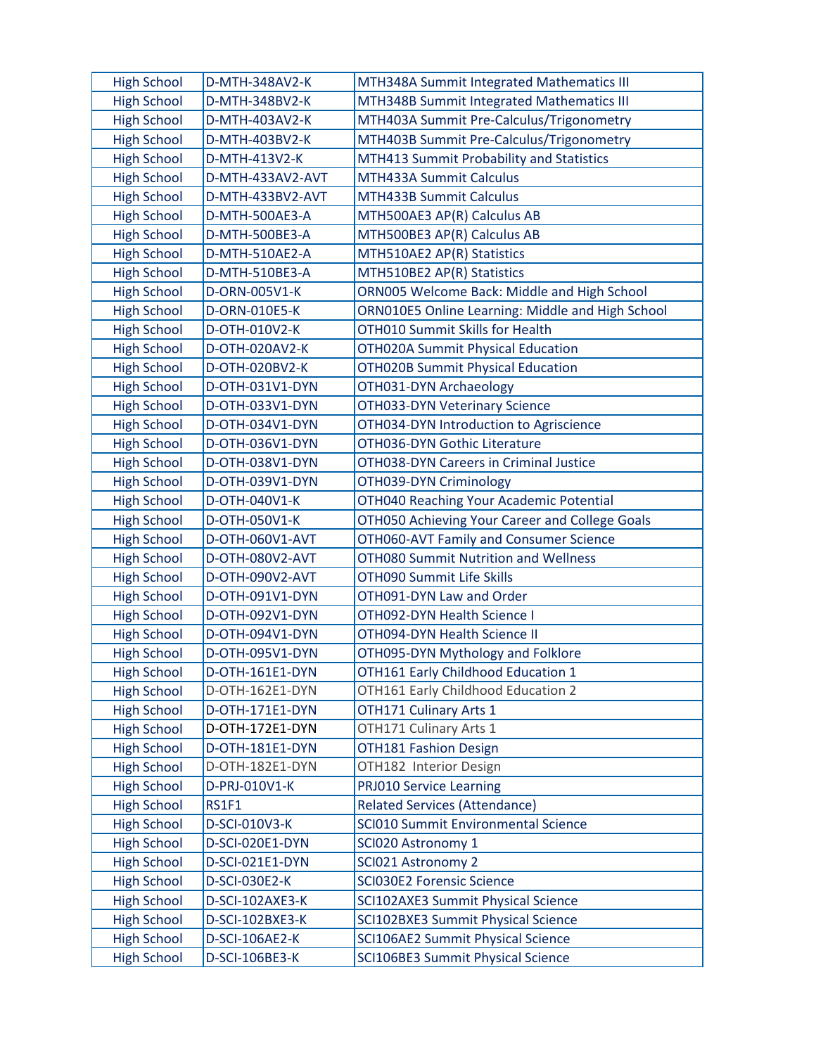| | | |
|---|---|---|
| High School | D-MTH-348AV2-K | MTH348A Summit Integrated Mathematics III |
| High School | D-MTH-348BV2-K | MTH348B Summit Integrated Mathematics III |
| High School | D-MTH-403AV2-K | MTH403A Summit Pre-Calculus/Trigonometry |
| High School | D-MTH-403BV2-K | MTH403B Summit Pre-Calculus/Trigonometry |
| High School | D-MTH-413V2-K | MTH413 Summit Probability and Statistics |
| High School | D-MTH-433AV2-AVT | MTH433A Summit Calculus |
| High School | D-MTH-433BV2-AVT | MTH433B Summit Calculus |
| High School | D-MTH-500AE3-A | MTH500AE3 AP(R) Calculus AB |
| High School | D-MTH-500BE3-A | MTH500BE3 AP(R) Calculus AB |
| High School | D-MTH-510AE2-A | MTH510AE2 AP(R) Statistics |
| High School | D-MTH-510BE3-A | MTH510BE2 AP(R) Statistics |
| High School | D-ORN-005V1-K | ORN005 Welcome Back: Middle and High School |
| High School | D-ORN-010E5-K | ORN010E5 Online Learning: Middle and High School |
| High School | D-OTH-010V2-K | OTH010 Summit Skills for Health |
| High School | D-OTH-020AV2-K | OTH020A Summit Physical Education |
| High School | D-OTH-020BV2-K | OTH020B Summit Physical Education |
| High School | D-OTH-031V1-DYN | OTH031-DYN Archaeology |
| High School | D-OTH-033V1-DYN | OTH033-DYN Veterinary Science |
| High School | D-OTH-034V1-DYN | OTH034-DYN Introduction to Agriscience |
| High School | D-OTH-036V1-DYN | OTH036-DYN Gothic Literature |
| High School | D-OTH-038V1-DYN | OTH038-DYN Careers in Criminal Justice |
| High School | D-OTH-039V1-DYN | OTH039-DYN Criminology |
| High School | D-OTH-040V1-K | OTH040 Reaching Your Academic Potential |
| High School | D-OTH-050V1-K | OTH050 Achieving Your Career and College Goals |
| High School | D-OTH-060V1-AVT | OTH060-AVT Family and Consumer Science |
| High School | D-OTH-080V2-AVT | OTH080 Summit Nutrition and Wellness |
| High School | D-OTH-090V2-AVT | OTH090 Summit Life Skills |
| High School | D-OTH-091V1-DYN | OTH091-DYN Law and Order |
| High School | D-OTH-092V1-DYN | OTH092-DYN Health Science I |
| High School | D-OTH-094V1-DYN | OTH094-DYN Health Science II |
| High School | D-OTH-095V1-DYN | OTH095-DYN Mythology and Folklore |
| High School | D-OTH-161E1-DYN | OTH161 Early Childhood Education 1 |
| High School | D-OTH-162E1-DYN | OTH161 Early Childhood Education 2 |
| High School | D-OTH-171E1-DYN | OTH171 Culinary Arts 1 |
| High School | D-OTH-172E1-DYN | OTH171 Culinary Arts 1 |
| High School | D-OTH-181E1-DYN | OTH181 Fashion Design |
| High School | D-OTH-182E1-DYN | OTH182 Interior Design |
| High School | D-PRJ-010V1-K | PRJ010 Service Learning |
| High School | RS1F1 | Related Services (Attendance) |
| High School | D-SCI-010V3-K | SCI010 Summit Environmental Science |
| High School | D-SCI-020E1-DYN | SCI020 Astronomy 1 |
| High School | D-SCI-021E1-DYN | SCI021 Astronomy 2 |
| High School | D-SCI-030E2-K | SCI030E2 Forensic Science |
| High School | D-SCI-102AXE3-K | SCI102AXE3 Summit Physical Science |
| High School | D-SCI-102BXE3-K | SCI102BXE3 Summit Physical Science |
| High School | D-SCI-106AE2-K | SCI106AE2 Summit Physical Science |
| High School | D-SCI-106BE3-K | SCI106BE3 Summit Physical Science |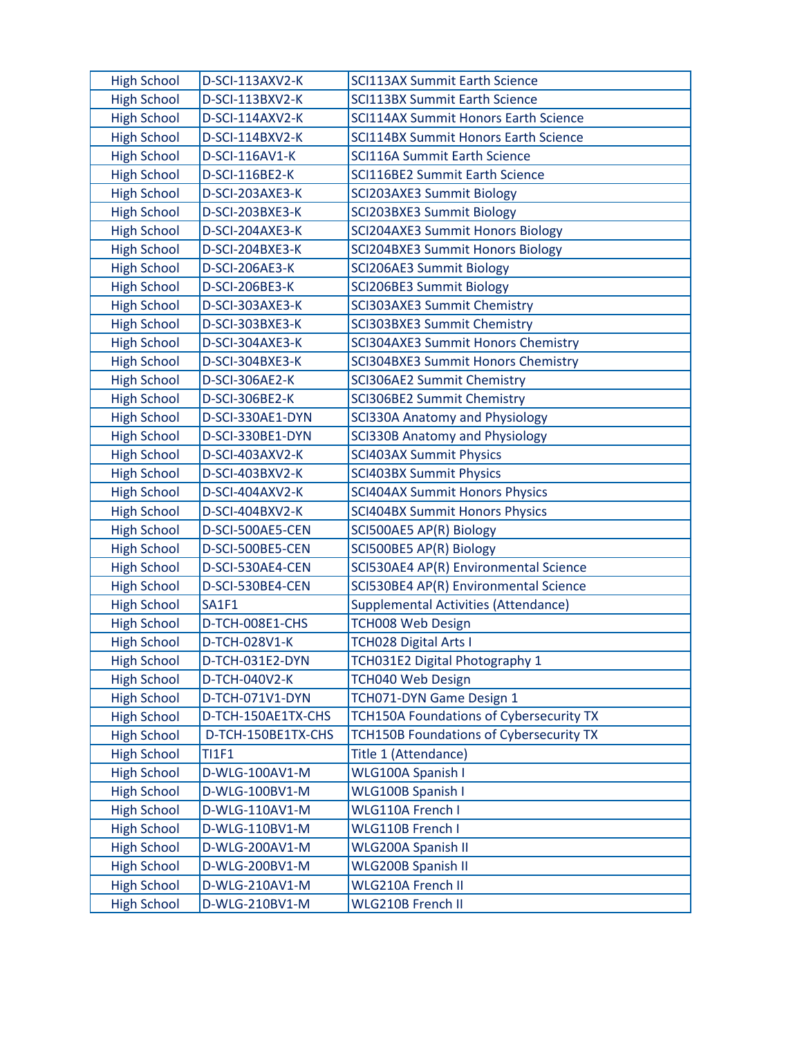| | | |
|---|---|---|
| High School | D-SCI-113AXV2-K | SCI113AX Summit Earth Science |
| High School | D-SCI-113BXV2-K | SCI113BX Summit Earth Science |
| High School | D-SCI-114AXV2-K | SCI114AX Summit Honors Earth Science |
| High School | D-SCI-114BXV2-K | SCI114BX Summit Honors Earth Science |
| High School | D-SCI-116AV1-K | SCI116A Summit Earth Science |
| High School | D-SCI-116BE2-K | SCI116BE2 Summit Earth Science |
| High School | D-SCI-203AXE3-K | SCI203AXE3 Summit Biology |
| High School | D-SCI-203BXE3-K | SCI203BXE3 Summit Biology |
| High School | D-SCI-204AXE3-K | SCI204AXE3 Summit Honors Biology |
| High School | D-SCI-204BXE3-K | SCI204BXE3 Summit Honors Biology |
| High School | D-SCI-206AE3-K | SCI206AE3 Summit Biology |
| High School | D-SCI-206BE3-K | SCI206BE3 Summit Biology |
| High School | D-SCI-303AXE3-K | SCI303AXE3 Summit Chemistry |
| High School | D-SCI-303BXE3-K | SCI303BXE3 Summit Chemistry |
| High School | D-SCI-304AXE3-K | SCI304AXE3 Summit Honors Chemistry |
| High School | D-SCI-304BXE3-K | SCI304BXE3 Summit Honors Chemistry |
| High School | D-SCI-306AE2-K | SCI306AE2 Summit Chemistry |
| High School | D-SCI-306BE2-K | SCI306BE2 Summit Chemistry |
| High School | D-SCI-330AE1-DYN | SCI330A Anatomy and Physiology |
| High School | D-SCI-330BE1-DYN | SCI330B Anatomy and Physiology |
| High School | D-SCI-403AXV2-K | SCI403AX Summit Physics |
| High School | D-SCI-403BXV2-K | SCI403BX Summit Physics |
| High School | D-SCI-404AXV2-K | SCI404AX Summit Honors Physics |
| High School | D-SCI-404BXV2-K | SCI404BX Summit Honors Physics |
| High School | D-SCI-500AE5-CEN | SCI500AE5 AP(R) Biology |
| High School | D-SCI-500BE5-CEN | SCI500BE5 AP(R) Biology |
| High School | D-SCI-530AE4-CEN | SCI530AE4 AP(R) Environmental Science |
| High School | D-SCI-530BE4-CEN | SCI530BE4 AP(R) Environmental Science |
| High School | SA1F1 | Supplemental Activities (Attendance) |
| High School | D-TCH-008E1-CHS | TCH008 Web Design |
| High School | D-TCH-028V1-K | TCH028 Digital Arts I |
| High School | D-TCH-031E2-DYN | TCH031E2 Digital Photography 1 |
| High School | D-TCH-040V2-K | TCH040 Web Design |
| High School | D-TCH-071V1-DYN | TCH071-DYN Game Design 1 |
| High School | D-TCH-150AE1TX-CHS | TCH150A Foundations of Cybersecurity TX |
| High School | D-TCH-150BE1TX-CHS | TCH150B Foundations of Cybersecurity TX |
| High School | TI1F1 | Title 1 (Attendance) |
| High School | D-WLG-100AV1-M | WLG100A Spanish I |
| High School | D-WLG-100BV1-M | WLG100B Spanish I |
| High School | D-WLG-110AV1-M | WLG110A French I |
| High School | D-WLG-110BV1-M | WLG110B French I |
| High School | D-WLG-200AV1-M | WLG200A Spanish II |
| High School | D-WLG-200BV1-M | WLG200B Spanish II |
| High School | D-WLG-210AV1-M | WLG210A French II |
| High School | D-WLG-210BV1-M | WLG210B French II |